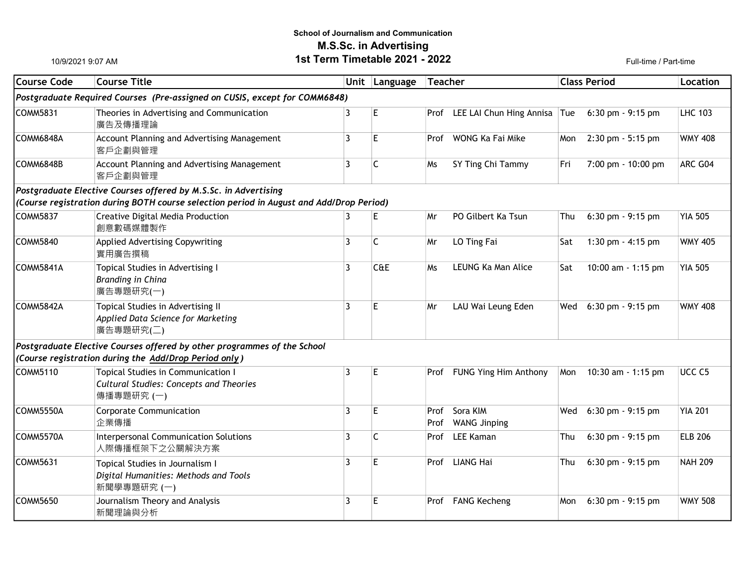**School of Journalism and Communication**

# M.S.Sc. in Advertising

## 1st Term Timetable 2021 - 2022

10/9/2021 9:07 AM

Full-time / Part-time

| Course Code | Course Title | Unit | Language | Teacher | | Class Period | | Location |
|---|---|---|---|---|---|---|---|---|
| ***Postgraduate Required Courses (Pre-assigned on CUSIS, except for COMM6848)*** | | | | | | | | |
| COMM5831 | Theories in Advertising and Communication<br>廣告及傳播理論 | 3 | E | Prof | LEE LAI Chun Hing Annisa | Tue | 6:30 pm - 9:15 pm | LHC 103 |
| COMM6848A | Account Planning and Advertising Management<br>客戶企劃與管理 | 3 | E | Prof | WONG Ka Fai Mike | Mon | 2:30 pm - 5:15 pm | WMY 408 |
| COMM6848B | Account Planning and Advertising Management<br>客戶企劃與管理 | 3 | C | Ms | SY Ting Chi Tammy | Fri | 7:00 pm - 10:00 pm | ARC G04 |
| ***Postgraduate Elective Courses offered by M.S.Sc. in Advertising<br>(Course registration during BOTH course selection period in August and Add/Drop Period)*** | | | | | | | | |
| COMM5837 | Creative Digital Media Production<br>創意數碼媒體製作 | 3 | E | Mr | PO Gilbert Ka Tsun | Thu | 6:30 pm - 9:15 pm | YIA 505 |
| COMM5840 | Applied Advertising Copywriting<br>實用廣告撰稿 | 3 | C | Mr | LO Ting Fai | Sat | 1:30 pm - 4:15 pm | WMY 405 |
| COMM5841A | Topical Studies in Advertising I<br>*Branding in China*<br>廣告專題研究(一) | 3 | C&E | Ms | LEUNG Ka Man Alice | Sat | 10:00 am - 1:15 pm | YIA 505 |
| COMM5842A | Topical Studies in Advertising II<br>*Applied Data Science for Marketing*<br>廣告專題研究(二) | 3 | E | Mr | LAU Wai Leung Eden | Wed | 6:30 pm - 9:15 pm | WMY 408 |
| ***Postgraduate Elective Courses offered by other programmes of the School<br>(Course registration during the <u>Add/Drop Period only</u>)*** | | | | | | | | |
| COMM5110 | Topical Studies in Communication I<br>*Cultural Studies: Concepts and Theories*<br>傳播專題研究 (一) | 3 | E | Prof | FUNG Ying Him Anthony | Mon | 10:30 am - 1:15 pm | UCC C5 |
| COMM5550A | Corporate Communication<br>企業傳播 | 3 | E | Prof<br>Prof | Sora KIM<br>WANG Jinping | Wed | 6:30 pm - 9:15 pm | YIA 201 |
| COMM5570A | Interpersonal Communication Solutions<br>人際傳播框架下之公關解決方案 | 3 | C | Prof | LEE Kaman | Thu | 6:30 pm - 9:15 pm | ELB 206 |
| COMM5631 | Topical Studies in Journalism I<br>*Digital Humanities: Methods and Tools*<br>新聞學專題研究 (一) | 3 | E | Prof | LIANG Hai | Thu | 6:30 pm - 9:15 pm | NAH 209 |
| COMM5650 | Journalism Theory and Analysis<br>新聞理論與分析 | 3 | E | Prof | FANG Kecheng | Mon | 6:30 pm - 9:15 pm | WMY 508 |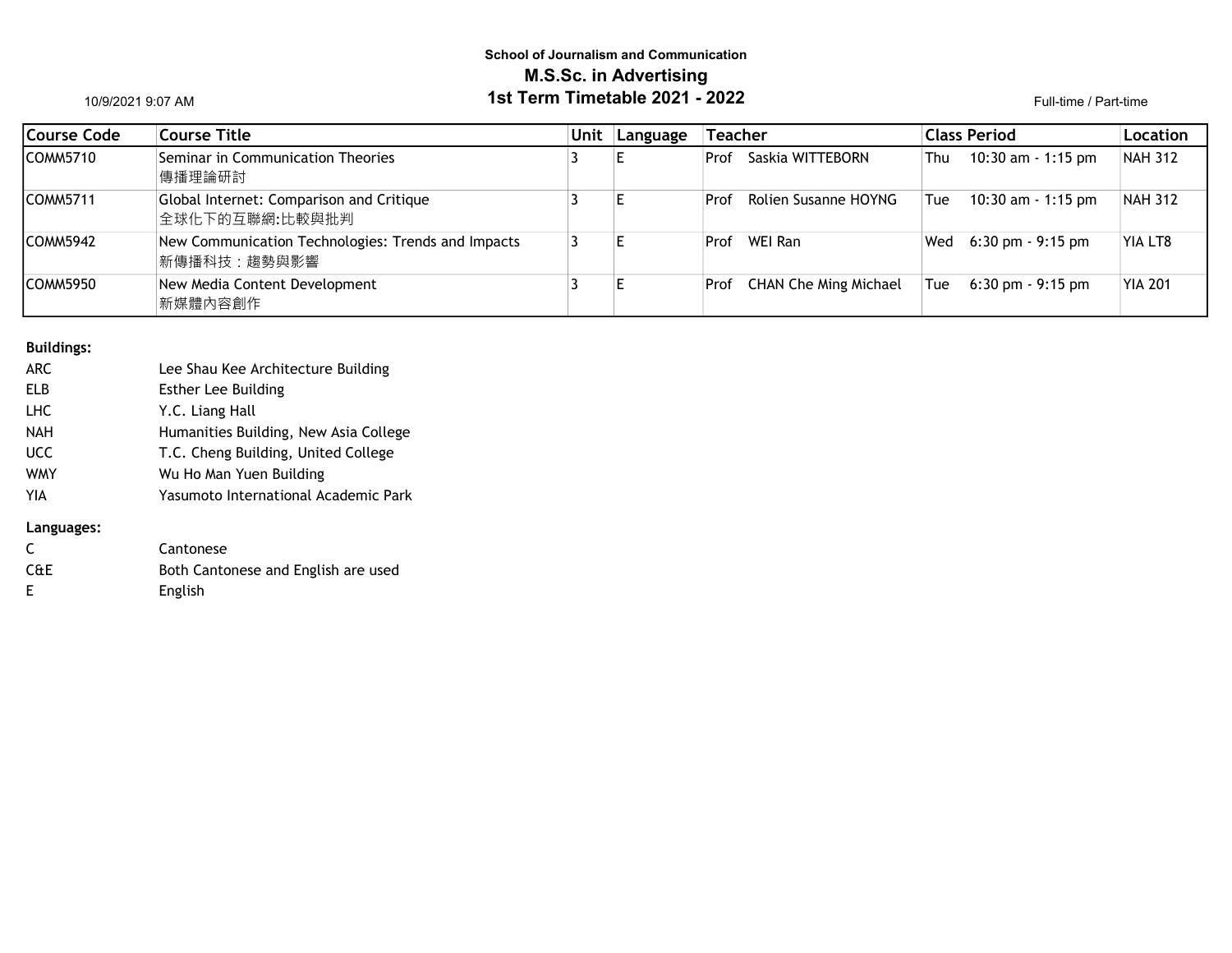**School of Journalism and Communication**

# M.S.Sc. in Advertising

## 1st Term Timetable 2021 - 2022

10/9/2021 9:07 AM

Full-time / Part-time

| Course Code | Course Title | Unit | Language | Teacher | Class Period | Location |
|---|---|---|---|---|---|---|
| COMM5710 | Seminar in Communication Theories<br>傳播理論研討 | 3 | E | Prof Saskia WITTEBORN | Thu 10:30 am - 1:15 pm | NAH 312 |
| COMM5711 | Global Internet: Comparison and Critique<br>全球化下的互聯網:比較與批判 | 3 | E | Prof Rolien Susanne HOYNG | Tue 10:30 am - 1:15 pm | NAH 312 |
| COMM5942 | New Communication Technologies: Trends and Impacts<br>新傳播科技：趨勢與影響 | 3 | E | Prof WEI Ran | Wed 6:30 pm - 9:15 pm | YIA LT8 |
| COMM5950 | New Media Content Development<br>新媒體內容創作 | 3 | E | Prof CHAN Che Ming Michael | Tue 6:30 pm - 9:15 pm | YIA 201 |

**Buildings:**

| | |
|---|---|
| ARC | Lee Shau Kee Architecture Building |
| ELB | Esther Lee Building |
| LHC | Y.C. Liang Hall |
| NAH | Humanities Building, New Asia College |
| UCC | T.C. Cheng Building, United College |
| WMY | Wu Ho Man Yuen Building |
| YIA | Yasumoto International Academic Park |

**Languages:**

| | |
|---|---|
| C | Cantonese |
| C&E | Both Cantonese and English are used |
| E | English |